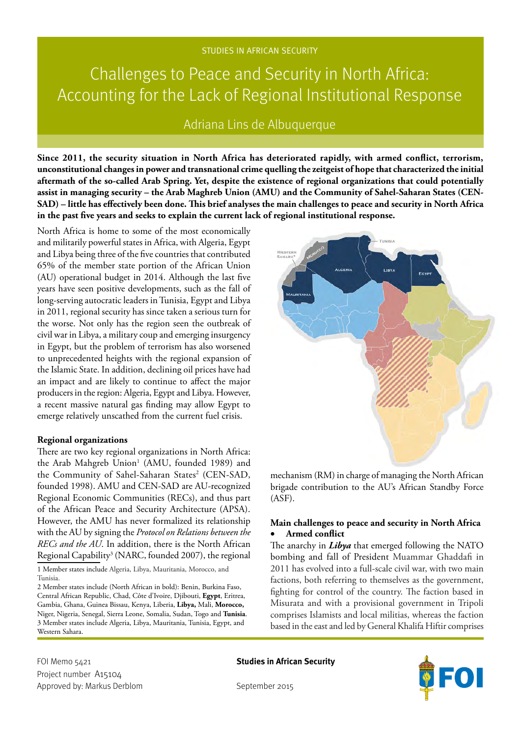STUDIES IN AFRICAN SECURITY

# Challenges to Peace and Security in North Africa: Accounting for the Lack of Regional Institutional Response

Adriana Lins de Albuquerque

**Since 2011, the security situation in North Africa has deteriorated rapidly, with armed conflict, terrorism, unconstitutional changes in power and transnational crime quelling the zeitgeist of hope that characterized the initial aftermath of the so-called Arab Spring. Yet, despite the existence of regional organizations that could potentially assist in managing security – the Arab Maghreb Union (AMU) and the Community of Sahel-Saharan States (CEN-SAD) – little has effectively been done. This brief analyses the main challenges to peace and security in North Africa in the past five years and seeks to explain the current lack of regional institutional response.**

North Africa is home to some of the most economically and militarily powerful states in Africa, with Algeria, Egypt and Libya being three of the five countries that contributed 65% of the member state portion of the African Union (AU) operational budget in 2014. Although the last five years have seen positive developments, such as the fall of long-serving autocratic leaders in Tunisia, Egypt and Libya in 2011, regional security has since taken a serious turn for the worse. Not only has the region seen the outbreak of civil war in Libya, a military coup and emerging insurgency in Egypt, but the problem of terrorism has also worsened to unprecedented heights with the regional expansion of the Islamic State. In addition, declining oil prices have had an impact and are likely to continue to affect the major producers in the region: Algeria, Egypt and Libya. However, a recent massive natural gas finding may allow Egypt to emerge relatively unscathed from the current fuel crisis.

### Regional organizations

There are two key regional organizations in North Africa: the Arab Mahgreb Union[1] (AMU, founded 1989) and the Community of Sahel-Saharan States[2] (CEN-SAD, founded 1998). AMU and CEN-SAD are AU-recognized Regional Economic Communities (RECs), and thus part of the African Peace and Security Architecture (APSA). However, the AMU has never formalized its relationship with the AU by signing the *Protocol on Relations between the RECs and the AU*. In addition, there is the North African Regional Capability[3] (NARC, founded 2007), the regional mechanism (RM) in charge of managing the North African brigade contribution to the AU's African Standby Force (ASF).

### Main challenges to peace and security in North Africa

- **Armed conflict**

The anarchy in ***Libya*** that emerged following the NATO bombing and fall of President Muammar Ghaddafi in 2011 has evolved into a full-scale civil war, with two main factions, both referring to themselves as the government, fighting for control of the country. The faction based in Misurata and with a provisional government in Tripoli comprises Islamists and local militias, whereas the faction based in the east and led by General Khalifa Hiftir comprises

1 Member states include Algeria, Libya, Mauritania, Morocco, and Tunisia.

2 Member states include (North African in bold): Benin, Burkina Faso, Central African Republic, Chad, Côte d'Ivoire, Djibouti, **Egypt**, Eritrea, Gambia, Ghana, Guinea Bissau, Kenya, Liberia, **Libya,** Mali, **Morocco,** Niger, Nigeria, Senegal, Sierra Leone, Somalia, Sudan, Togo and **Tunisia**.

3 Member states include Algeria, Libya, Mauritania, Tunisia, Egypt, and Western Sahara.

FOI Memo 5421
Project number A15104
Approved by: Markus Derblom

**Studies in African Security**

September 2015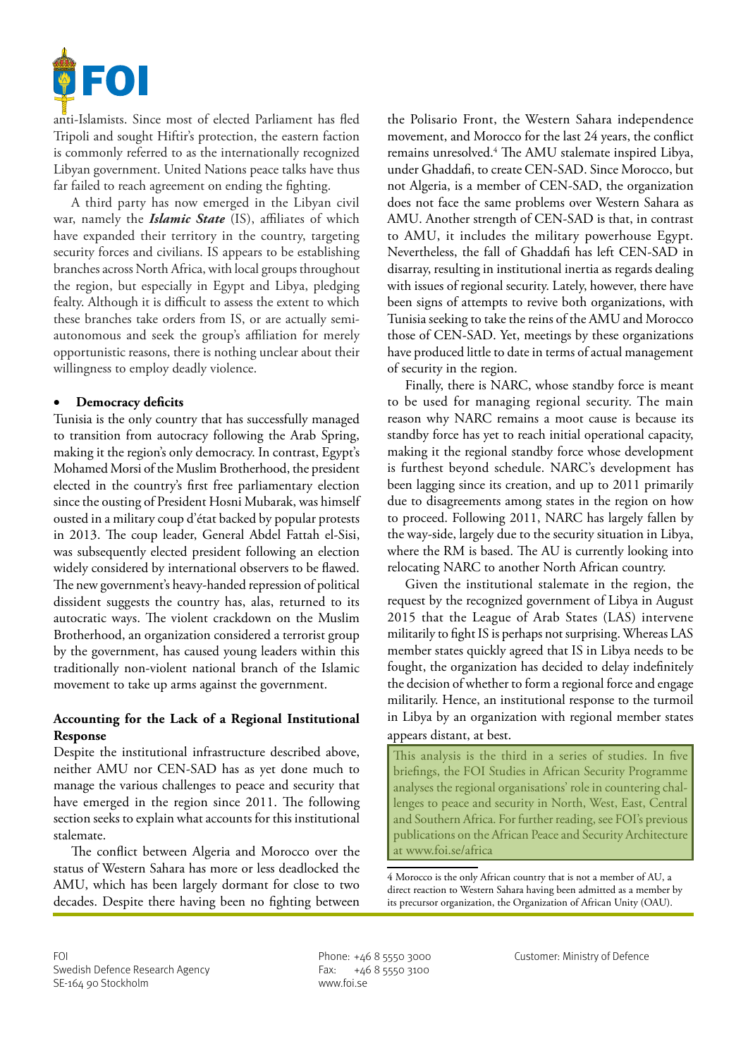anti-Islamists. Since most of elected Parliament has fled Tripoli and sought Hiftir's protection, the eastern faction is commonly referred to as the internationally recognized Libyan government. United Nations peace talks have thus far failed to reach agreement on ending the fighting.

A third party has now emerged in the Libyan civil war, namely the ***Islamic State*** (IS), affiliates of which have expanded their territory in the country, targeting security forces and civilians. IS appears to be establishing branches across North Africa, with local groups throughout the region, but especially in Egypt and Libya, pledging fealty. Although it is difficult to assess the extent to which these branches take orders from IS, or are actually semi-autonomous and seek the group's affiliation for merely opportunistic reasons, there is nothing unclear about their willingness to employ deadly violence.

- **Democracy deficits**

Tunisia is the only country that has successfully managed to transition from autocracy following the Arab Spring, making it the region's only democracy. In contrast, Egypt's Mohamed Morsi of the Muslim Brotherhood, the president elected in the country's first free parliamentary election since the ousting of President Hosni Mubarak, was himself ousted in a military coup d'état backed by popular protests in 2013. The coup leader, General Abdel Fattah el-Sisi, was subsequently elected president following an election widely considered by international observers to be flawed. The new government's heavy-handed repression of political dissident suggests the country has, alas, returned to its autocratic ways. The violent crackdown on the Muslim Brotherhood, an organization considered a terrorist group by the government, has caused young leaders within this traditionally non-violent national branch of the Islamic movement to take up arms against the government.

**Accounting for the Lack of a Regional Institutional Response**

Despite the institutional infrastructure described above, neither AMU nor CEN-SAD has as yet done much to manage the various challenges to peace and security that have emerged in the region since 2011. The following section seeks to explain what accounts for this institutional stalemate.

The conflict between Algeria and Morocco over the status of Western Sahara has more or less deadlocked the AMU, which has been largely dormant for close to two decades. Despite there having been no fighting between the Polisario Front, the Western Sahara independence movement, and Morocco for the last 24 years, the conflict remains unresolved.[4] The AMU stalemate inspired Libya, under Ghaddafi, to create CEN-SAD. Since Morocco, but not Algeria, is a member of CEN-SAD, the organization does not face the same problems over Western Sahara as AMU. Another strength of CEN-SAD is that, in contrast to AMU, it includes the military powerhouse Egypt. Nevertheless, the fall of Ghaddafi has left CEN-SAD in disarray, resulting in institutional inertia as regards dealing with issues of regional security. Lately, however, there have been signs of attempts to revive both organizations, with Tunisia seeking to take the reins of the AMU and Morocco those of CEN-SAD. Yet, meetings by these organizations have produced little to date in terms of actual management of security in the region.

Finally, there is NARC, whose standby force is meant to be used for managing regional security. The main reason why NARC remains a moot cause is because its standby force has yet to reach initial operational capacity, making it the regional standby force whose development is furthest beyond schedule. NARC's development has been lagging since its creation, and up to 2011 primarily due to disagreements among states in the region on how to proceed. Following 2011, NARC has largely fallen by the way-side, largely due to the security situation in Libya, where the RM is based. The AU is currently looking into relocating NARC to another North African country.

Given the institutional stalemate in the region, the request by the recognized government of Libya in August 2015 that the League of Arab States (LAS) intervene militarily to fight IS is perhaps not surprising. Whereas LAS member states quickly agreed that IS in Libya needs to be fought, the organization has decided to delay indefinitely the decision of whether to form a regional force and engage militarily. Hence, an institutional response to the turmoil in Libya by an organization with regional member states appears distant, at best.

This analysis is the third in a series of studies. In five briefings, the FOI Studies in African Security Programme analyses the regional organisations' role in countering challenges to peace and security in North, West, East, Central and Southern Africa. For further reading, see FOI's previous publications on the African Peace and Security Architecture at www.foi.se/africa

4 Morocco is the only African country that is not a member of AU, a direct reaction to Western Sahara having been admitted as a member by its precursor organization, the Organization of African Unity (OAU).

FOI
Swedish Defence Research Agency
SE-164 90 Stockholm

Phone: +46 8 5550 3000
Fax: +46 8 5550 3100
www.foi.se

Customer: Ministry of Defence